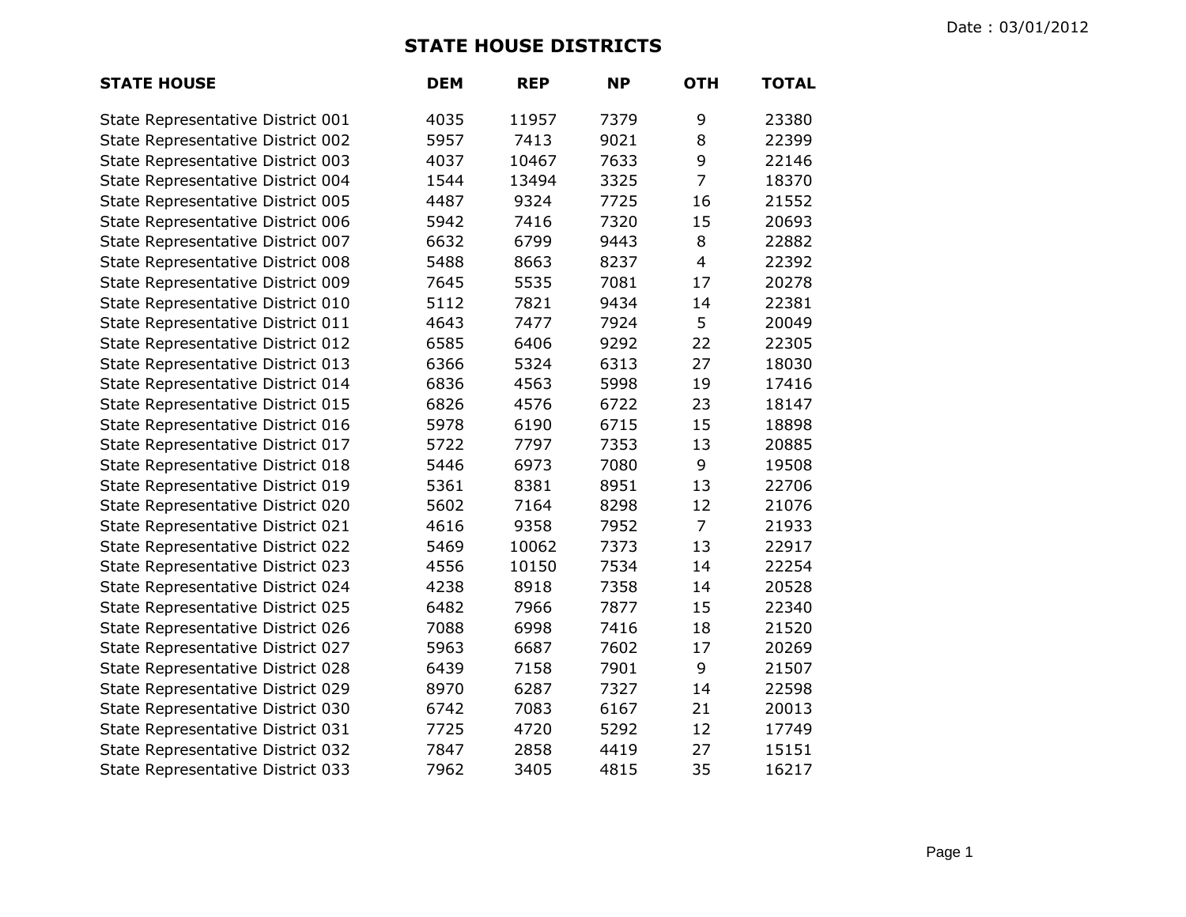Date : 03/01/2012

# STATE HOUSE DISTRICTS

| STATE HOUSE | DEM | REP | NP | OTH | TOTAL |
|---|---|---|---|---|---|
| State Representative District 001 | 4035 | 11957 | 7379 | 9 | 23380 |
| State Representative District 002 | 5957 | 7413 | 9021 | 8 | 22399 |
| State Representative District 003 | 4037 | 10467 | 7633 | 9 | 22146 |
| State Representative District 004 | 1544 | 13494 | 3325 | 7 | 18370 |
| State Representative District 005 | 4487 | 9324 | 7725 | 16 | 21552 |
| State Representative District 006 | 5942 | 7416 | 7320 | 15 | 20693 |
| State Representative District 007 | 6632 | 6799 | 9443 | 8 | 22882 |
| State Representative District 008 | 5488 | 8663 | 8237 | 4 | 22392 |
| State Representative District 009 | 7645 | 5535 | 7081 | 17 | 20278 |
| State Representative District 010 | 5112 | 7821 | 9434 | 14 | 22381 |
| State Representative District 011 | 4643 | 7477 | 7924 | 5 | 20049 |
| State Representative District 012 | 6585 | 6406 | 9292 | 22 | 22305 |
| State Representative District 013 | 6366 | 5324 | 6313 | 27 | 18030 |
| State Representative District 014 | 6836 | 4563 | 5998 | 19 | 17416 |
| State Representative District 015 | 6826 | 4576 | 6722 | 23 | 18147 |
| State Representative District 016 | 5978 | 6190 | 6715 | 15 | 18898 |
| State Representative District 017 | 5722 | 7797 | 7353 | 13 | 20885 |
| State Representative District 018 | 5446 | 6973 | 7080 | 9 | 19508 |
| State Representative District 019 | 5361 | 8381 | 8951 | 13 | 22706 |
| State Representative District 020 | 5602 | 7164 | 8298 | 12 | 21076 |
| State Representative District 021 | 4616 | 9358 | 7952 | 7 | 21933 |
| State Representative District 022 | 5469 | 10062 | 7373 | 13 | 22917 |
| State Representative District 023 | 4556 | 10150 | 7534 | 14 | 22254 |
| State Representative District 024 | 4238 | 8918 | 7358 | 14 | 20528 |
| State Representative District 025 | 6482 | 7966 | 7877 | 15 | 22340 |
| State Representative District 026 | 7088 | 6998 | 7416 | 18 | 21520 |
| State Representative District 027 | 5963 | 6687 | 7602 | 17 | 20269 |
| State Representative District 028 | 6439 | 7158 | 7901 | 9 | 21507 |
| State Representative District 029 | 8970 | 6287 | 7327 | 14 | 22598 |
| State Representative District 030 | 6742 | 7083 | 6167 | 21 | 20013 |
| State Representative District 031 | 7725 | 4720 | 5292 | 12 | 17749 |
| State Representative District 032 | 7847 | 2858 | 4419 | 27 | 15151 |
| State Representative District 033 | 7962 | 3405 | 4815 | 35 | 16217 |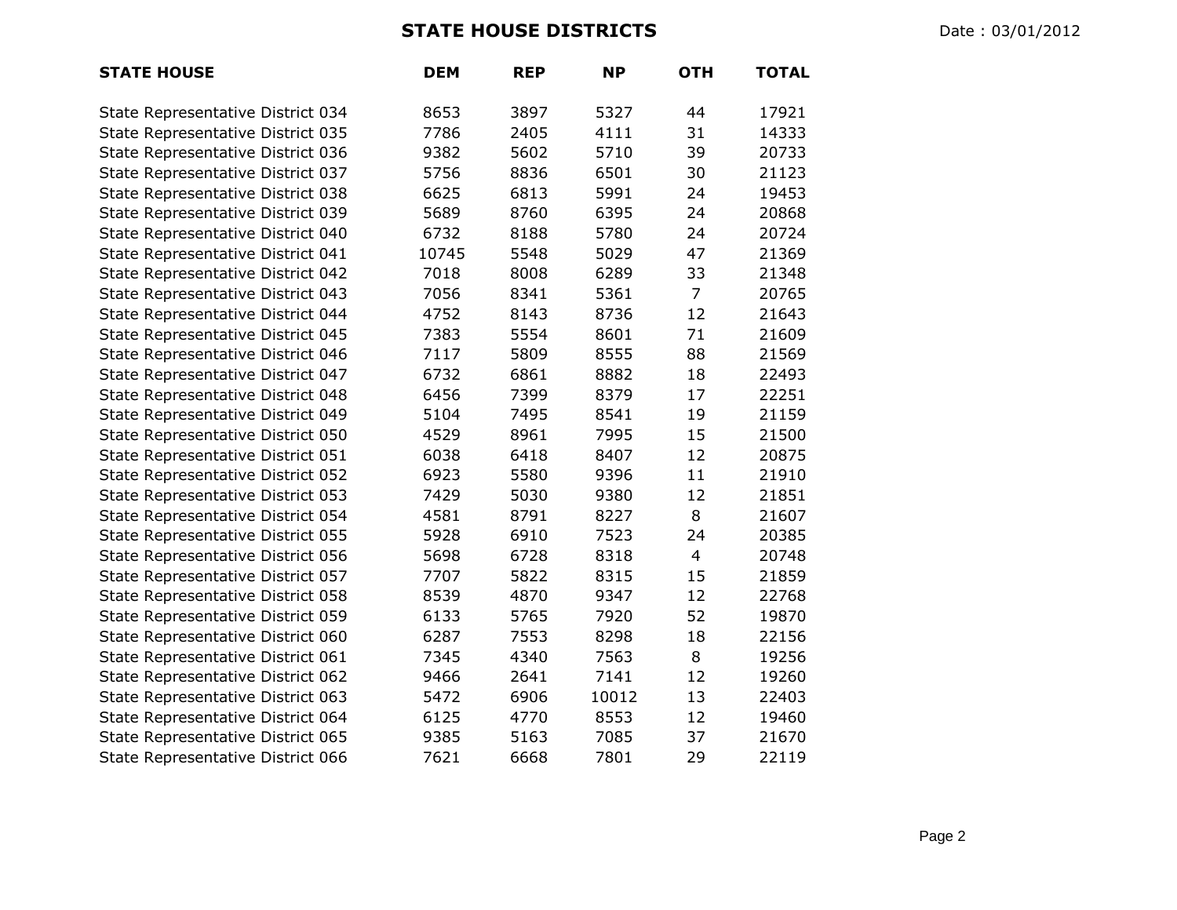# STATE HOUSE DISTRICTS

Date : 03/01/2012

| STATE HOUSE | DEM | REP | NP | OTH | TOTAL |
|---|---|---|---|---|---|
| State Representative District 034 | 8653 | 3897 | 5327 | 44 | 17921 |
| State Representative District 035 | 7786 | 2405 | 4111 | 31 | 14333 |
| State Representative District 036 | 9382 | 5602 | 5710 | 39 | 20733 |
| State Representative District 037 | 5756 | 8836 | 6501 | 30 | 21123 |
| State Representative District 038 | 6625 | 6813 | 5991 | 24 | 19453 |
| State Representative District 039 | 5689 | 8760 | 6395 | 24 | 20868 |
| State Representative District 040 | 6732 | 8188 | 5780 | 24 | 20724 |
| State Representative District 041 | 10745 | 5548 | 5029 | 47 | 21369 |
| State Representative District 042 | 7018 | 8008 | 6289 | 33 | 21348 |
| State Representative District 043 | 7056 | 8341 | 5361 | 7 | 20765 |
| State Representative District 044 | 4752 | 8143 | 8736 | 12 | 21643 |
| State Representative District 045 | 7383 | 5554 | 8601 | 71 | 21609 |
| State Representative District 046 | 7117 | 5809 | 8555 | 88 | 21569 |
| State Representative District 047 | 6732 | 6861 | 8882 | 18 | 22493 |
| State Representative District 048 | 6456 | 7399 | 8379 | 17 | 22251 |
| State Representative District 049 | 5104 | 7495 | 8541 | 19 | 21159 |
| State Representative District 050 | 4529 | 8961 | 7995 | 15 | 21500 |
| State Representative District 051 | 6038 | 6418 | 8407 | 12 | 20875 |
| State Representative District 052 | 6923 | 5580 | 9396 | 11 | 21910 |
| State Representative District 053 | 7429 | 5030 | 9380 | 12 | 21851 |
| State Representative District 054 | 4581 | 8791 | 8227 | 8 | 21607 |
| State Representative District 055 | 5928 | 6910 | 7523 | 24 | 20385 |
| State Representative District 056 | 5698 | 6728 | 8318 | 4 | 20748 |
| State Representative District 057 | 7707 | 5822 | 8315 | 15 | 21859 |
| State Representative District 058 | 8539 | 4870 | 9347 | 12 | 22768 |
| State Representative District 059 | 6133 | 5765 | 7920 | 52 | 19870 |
| State Representative District 060 | 6287 | 7553 | 8298 | 18 | 22156 |
| State Representative District 061 | 7345 | 4340 | 7563 | 8 | 19256 |
| State Representative District 062 | 9466 | 2641 | 7141 | 12 | 19260 |
| State Representative District 063 | 5472 | 6906 | 10012 | 13 | 22403 |
| State Representative District 064 | 6125 | 4770 | 8553 | 12 | 19460 |
| State Representative District 065 | 9385 | 5163 | 7085 | 37 | 21670 |
| State Representative District 066 | 7621 | 6668 | 7801 | 29 | 22119 |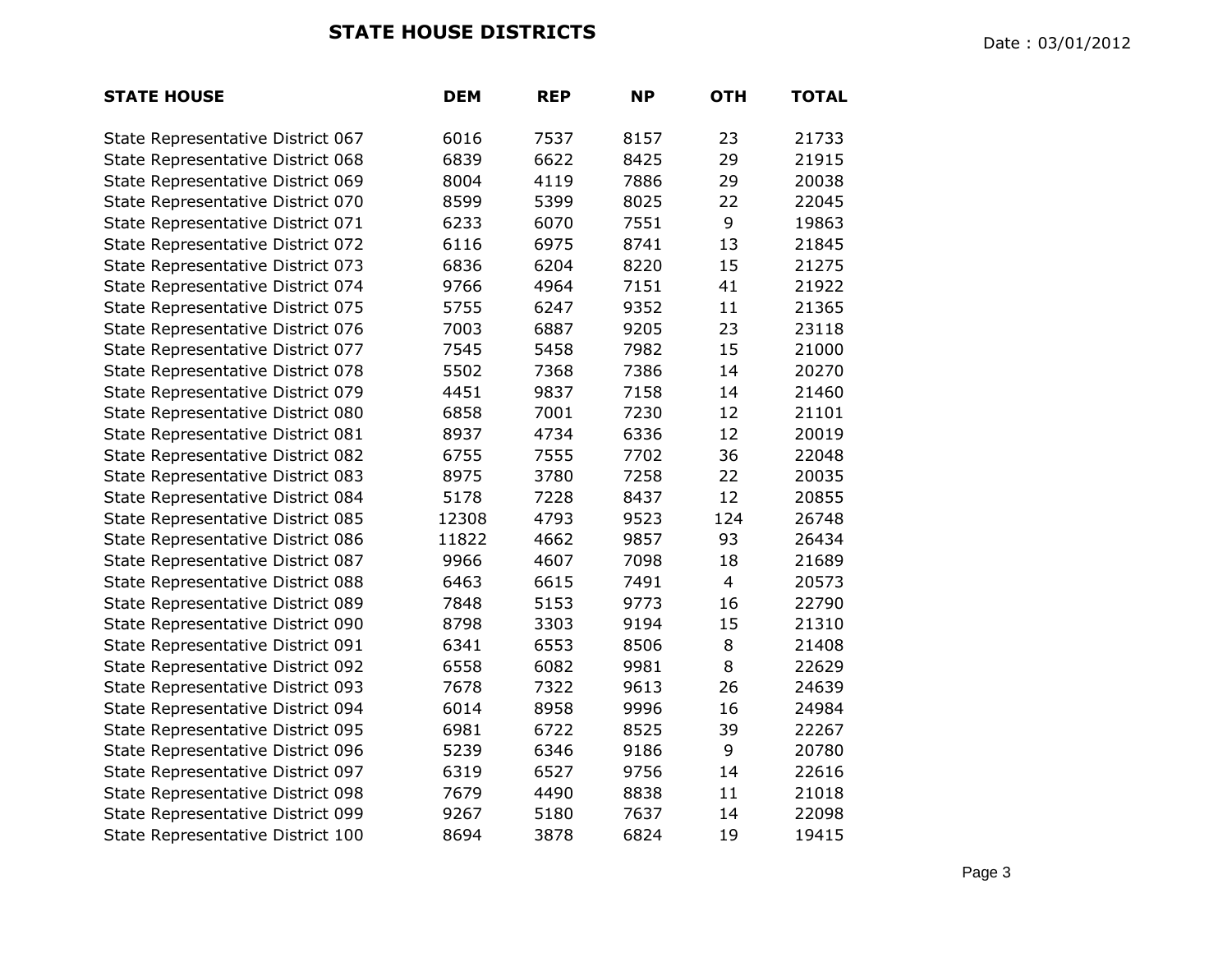# STATE HOUSE DISTRICTS

Date : 03/01/2012

| STATE HOUSE | DEM | REP | NP | OTH | TOTAL |
|---|---|---|---|---|---|
| State Representative District 067 | 6016 | 7537 | 8157 | 23 | 21733 |
| State Representative District 068 | 6839 | 6622 | 8425 | 29 | 21915 |
| State Representative District 069 | 8004 | 4119 | 7886 | 29 | 20038 |
| State Representative District 070 | 8599 | 5399 | 8025 | 22 | 22045 |
| State Representative District 071 | 6233 | 6070 | 7551 | 9 | 19863 |
| State Representative District 072 | 6116 | 6975 | 8741 | 13 | 21845 |
| State Representative District 073 | 6836 | 6204 | 8220 | 15 | 21275 |
| State Representative District 074 | 9766 | 4964 | 7151 | 41 | 21922 |
| State Representative District 075 | 5755 | 6247 | 9352 | 11 | 21365 |
| State Representative District 076 | 7003 | 6887 | 9205 | 23 | 23118 |
| State Representative District 077 | 7545 | 5458 | 7982 | 15 | 21000 |
| State Representative District 078 | 5502 | 7368 | 7386 | 14 | 20270 |
| State Representative District 079 | 4451 | 9837 | 7158 | 14 | 21460 |
| State Representative District 080 | 6858 | 7001 | 7230 | 12 | 21101 |
| State Representative District 081 | 8937 | 4734 | 6336 | 12 | 20019 |
| State Representative District 082 | 6755 | 7555 | 7702 | 36 | 22048 |
| State Representative District 083 | 8975 | 3780 | 7258 | 22 | 20035 |
| State Representative District 084 | 5178 | 7228 | 8437 | 12 | 20855 |
| State Representative District 085 | 12308 | 4793 | 9523 | 124 | 26748 |
| State Representative District 086 | 11822 | 4662 | 9857 | 93 | 26434 |
| State Representative District 087 | 9966 | 4607 | 7098 | 18 | 21689 |
| State Representative District 088 | 6463 | 6615 | 7491 | 4 | 20573 |
| State Representative District 089 | 7848 | 5153 | 9773 | 16 | 22790 |
| State Representative District 090 | 8798 | 3303 | 9194 | 15 | 21310 |
| State Representative District 091 | 6341 | 6553 | 8506 | 8 | 21408 |
| State Representative District 092 | 6558 | 6082 | 9981 | 8 | 22629 |
| State Representative District 093 | 7678 | 7322 | 9613 | 26 | 24639 |
| State Representative District 094 | 6014 | 8958 | 9996 | 16 | 24984 |
| State Representative District 095 | 6981 | 6722 | 8525 | 39 | 22267 |
| State Representative District 096 | 5239 | 6346 | 9186 | 9 | 20780 |
| State Representative District 097 | 6319 | 6527 | 9756 | 14 | 22616 |
| State Representative District 098 | 7679 | 4490 | 8838 | 11 | 21018 |
| State Representative District 099 | 9267 | 5180 | 7637 | 14 | 22098 |
| State Representative District 100 | 8694 | 3878 | 6824 | 19 | 19415 |